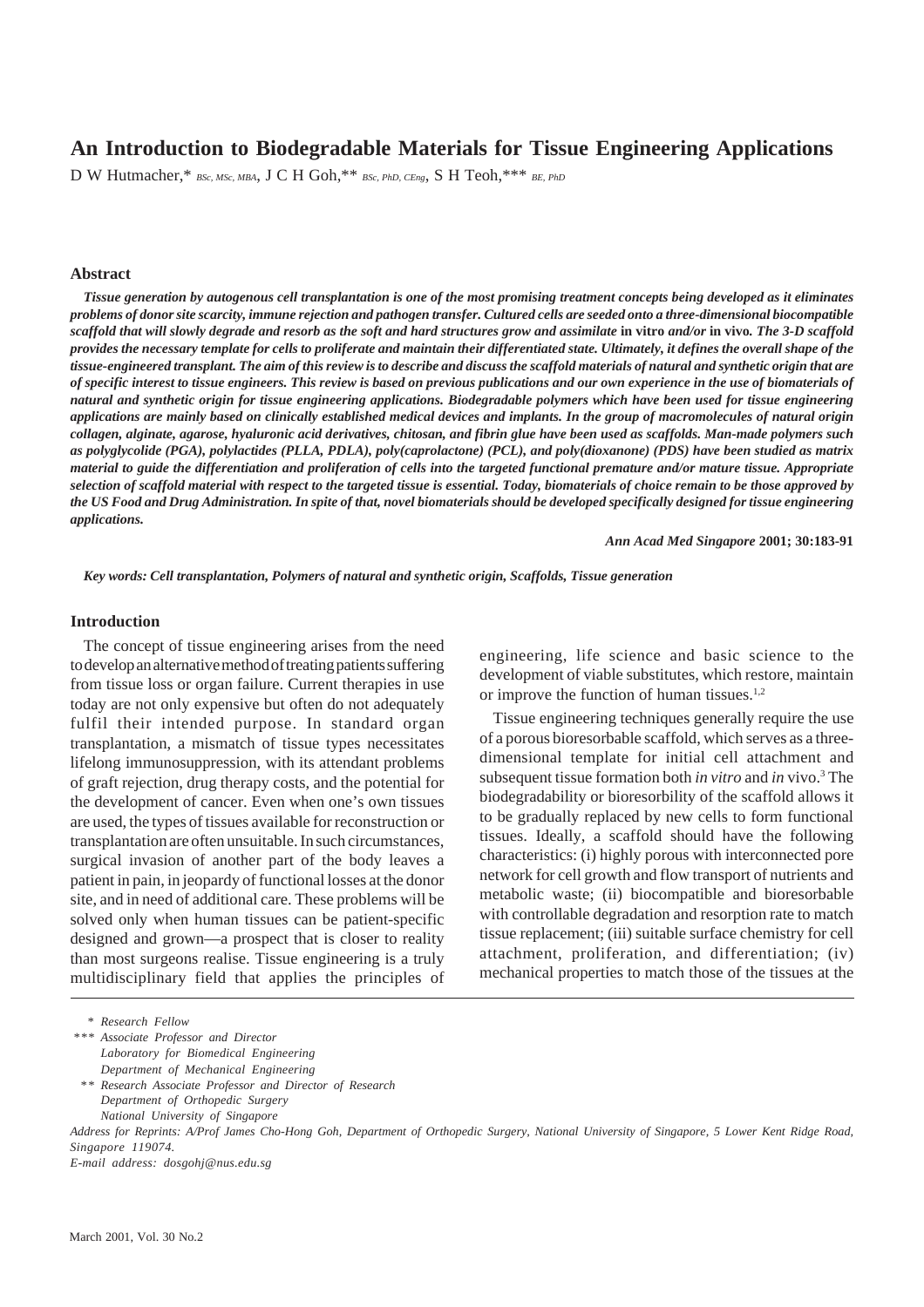# An Introduction to Biodegradable Materials for Tissue Engineering Applications

D W Hutmacher,* *BSc, MSc, MBA*, J C H Goh,** *BSc, PhD, CEng*, S H Teoh,*** *BE, PhD*

## Abstract

***Tissue generation by autogenous cell transplantation is one of the most promising treatment concepts being developed as it eliminates problems of donor site scarcity, immune rejection and pathogen transfer. Cultured cells are seeded onto a three-dimensional biocompatible scaffold that will slowly degrade and resorb as the soft and hard structures grow and assimilate* in vitro *and/or* in vivo*. The 3-D scaffold provides the necessary template for cells to proliferate and maintain their differentiated state. Ultimately, it defines the overall shape of the tissue-engineered transplant. The aim of this review is to describe and discuss the scaffold materials of natural and synthetic origin that are of specific interest to tissue engineers. This review is based on previous publications and our own experience in the use of biomaterials of natural and synthetic origin for tissue engineering applications. Biodegradable polymers which have been used for tissue engineering applications are mainly based on clinically established medical devices and implants. In the group of macromolecules of natural origin collagen, alginate, agarose, hyaluronic acid derivatives, chitosan, and fibrin glue have been used as scaffolds. Man-made polymers such as polyglycolide (PGA), polylactides (PLLA, PDLA), poly(caprolactone) (PCL), and poly(dioxanone) (PDS) have been studied as matrix material to guide the differentiation and proliferation of cells into the targeted functional premature and/or mature tissue. Appropriate selection of scaffold material with respect to the targeted tissue is essential. Today, biomaterials of choice remain to be those approved by the US Food and Drug Administration. In spite of that, novel biomaterials should be developed specifically designed for tissue engineering applications.***

***Ann Acad Med Singapore* 2001; 30:183-91**

***Key words: Cell transplantation, Polymers of natural and synthetic origin, Scaffolds, Tissue generation***

## Introduction

The concept of tissue engineering arises from the need to develop an alternative method of treating patients suffering from tissue loss or organ failure. Current therapies in use today are not only expensive but often do not adequately fulfil their intended purpose. In standard organ transplantation, a mismatch of tissue types necessitates lifelong immunosuppression, with its attendant problems of graft rejection, drug therapy costs, and the potential for the development of cancer. Even when one's own tissues are used, the types of tissues available for reconstruction or transplantation are often unsuitable. In such circumstances, surgical invasion of another part of the body leaves a patient in pain, in jeopardy of functional losses at the donor site, and in need of additional care. These problems will be solved only when human tissues can be patient-specific designed and grown—a prospect that is closer to reality than most surgeons realise. Tissue engineering is a truly multidisciplinary field that applies the principles of engineering, life science and basic science to the development of viable substitutes, which restore, maintain or improve the function of human tissues.[1,2]

Tissue engineering techniques generally require the use of a porous bioresorbable scaffold, which serves as a three-dimensional template for initial cell attachment and subsequent tissue formation both *in vitro* and *in* vivo.[3] The biodegradability or bioresorbility of the scaffold allows it to be gradually replaced by new cells to form functional tissues. Ideally, a scaffold should have the following characteristics: (i) highly porous with interconnected pore network for cell growth and flow transport of nutrients and metabolic waste; (ii) biocompatible and bioresorbable with controllable degradation and resorption rate to match tissue replacement; (iii) suitable surface chemistry for cell attachment, proliferation, and differentiation; (iv) mechanical properties to match those of the tissues at the

\* *Research Fellow*

\*** *Associate Professor and Director*
*Laboratory for Biomedical Engineering*
*Department of Mechanical Engineering*

\** *Research Associate Professor and Director of Research*
*Department of Orthopedic Surgery*
*National University of Singapore*

*Address for Reprints: A/Prof James Cho-Hong Goh, Department of Orthopedic Surgery, National University of Singapore, 5 Lower Kent Ridge Road, Singapore 119074.*

*E-mail address: dosgohj@nus.edu.sg*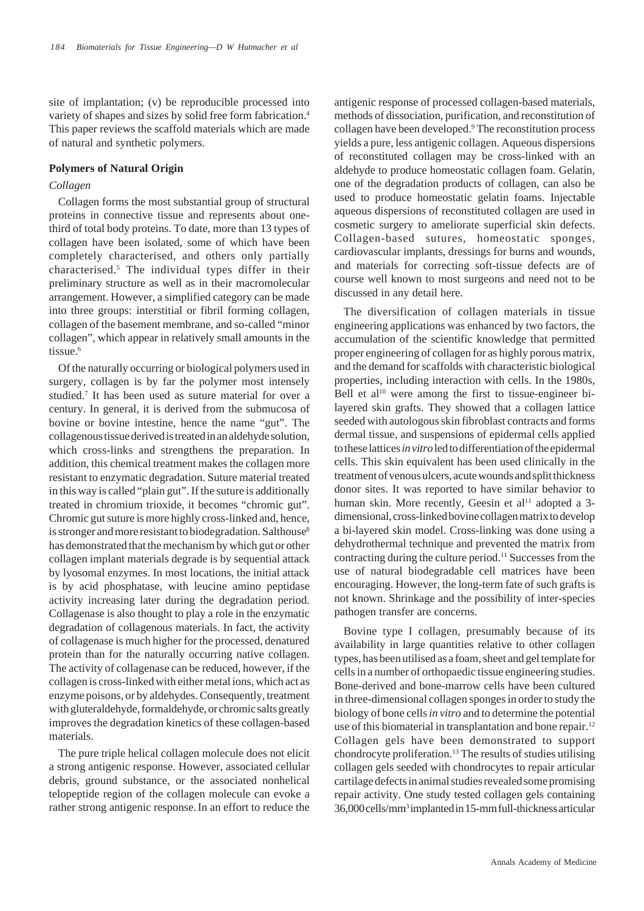site of implantation; (v) be reproducible processed into variety of shapes and sizes by solid free form fabrication.[4] This paper reviews the scaffold materials which are made of natural and synthetic polymers.

## Polymers of Natural Origin

### *Collagen*

Collagen forms the most substantial group of structural proteins in connective tissue and represents about one-third of total body proteins. To date, more than 13 types of collagen have been isolated, some of which have been completely characterised, and others only partially characterised.[5] The individual types differ in their preliminary structure as well as in their macromolecular arrangement. However, a simplified category can be made into three groups: interstitial or fibril forming collagen, collagen of the basement membrane, and so-called "minor collagen", which appear in relatively small amounts in the tissue.[6]

Of the naturally occurring or biological polymers used in surgery, collagen is by far the polymer most intensely studied.[7] It has been used as suture material for over a century. In general, it is derived from the submucosa of bovine or bovine intestine, hence the name "gut". The collagenous tissue derived is treated in an aldehyde solution, which cross-links and strengthens the preparation. In addition, this chemical treatment makes the collagen more resistant to enzymatic degradation. Suture material treated in this way is called "plain gut". If the suture is additionally treated in chromium trioxide, it becomes "chromic gut". Chromic gut suture is more highly cross-linked and, hence, is stronger and more resistant to biodegradation. Salthouse[8] has demonstrated that the mechanism by which gut or other collagen implant materials degrade is by sequential attack by lyosomal enzymes. In most locations, the initial attack is by acid phosphatase, with leucine amino peptidase activity increasing later during the degradation period. Collagenase is also thought to play a role in the enzymatic degradation of collagenous materials. In fact, the activity of collagenase is much higher for the processed, denatured protein than for the naturally occurring native collagen. The activity of collagenase can be reduced, however, if the collagen is cross-linked with either metal ions, which act as enzyme poisons, or by aldehydes. Consequently, treatment with gluteraldehyde, formaldehyde, or chromic salts greatly improves the degradation kinetics of these collagen-based materials.

The pure triple helical collagen molecule does not elicit a strong antigenic response. However, associated cellular debris, ground substance, or the associated nonhelical telopeptide region of the collagen molecule can evoke a rather strong antigenic response. In an effort to reduce the antigenic response of processed collagen-based materials, methods of dissociation, purification, and reconstitution of collagen have been developed.[9] The reconstitution process yields a pure, less antigenic collagen. Aqueous dispersions of reconstituted collagen may be cross-linked with an aldehyde to produce homeostatic collagen foam. Gelatin, one of the degradation products of collagen, can also be used to produce homeostatic gelatin foams. Injectable aqueous dispersions of reconstituted collagen are used in cosmetic surgery to ameliorate superficial skin defects. Collagen-based sutures, homeostatic sponges, cardiovascular implants, dressings for burns and wounds, and materials for correcting soft-tissue defects are of course well known to most surgeons and need not to be discussed in any detail here.

The diversification of collagen materials in tissue engineering applications was enhanced by two factors, the accumulation of the scientific knowledge that permitted proper engineering of collagen for as highly porous matrix, and the demand for scaffolds with characteristic biological properties, including interaction with cells. In the 1980s, Bell et al[10] were among the first to tissue-engineer bi-layered skin grafts. They showed that a collagen lattice seeded with autologous skin fibroblast contracts and forms dermal tissue, and suspensions of epidermal cells applied to these lattices *in vitro* led to differentiation of the epidermal cells. This skin equivalent has been used clinically in the treatment of venous ulcers, acute wounds and split thickness donor sites. It was reported to have similar behavior to human skin. More recently, Geesin et al[11] adopted a 3-dimensional, cross-linked bovine collagen matrix to develop a bi-layered skin model. Cross-linking was done using a dehydrothermal technique and prevented the matrix from contracting during the culture period.[11] Successes from the use of natural biodegradable cell matrices have been encouraging. However, the long-term fate of such grafts is not known. Shrinkage and the possibility of inter-species pathogen transfer are concerns.

Bovine type I collagen, presumably because of its availability in large quantities relative to other collagen types, has been utilised as a foam, sheet and gel template for cells in a number of orthopaedic tissue engineering studies. Bone-derived and bone-marrow cells have been cultured in three-dimensional collagen sponges in order to study the biology of bone cells *in vitro* and to determine the potential use of this biomaterial in transplantation and bone repair.[12] Collagen gels have been demonstrated to support chondrocyte proliferation.[13] The results of studies utilising collagen gels seeded with chondrocytes to repair articular cartilage defects in animal studies revealed some promising repair activity. One study tested collagen gels containing 36,000 cells/mm$^3$ implanted in 15-mm full-thickness articular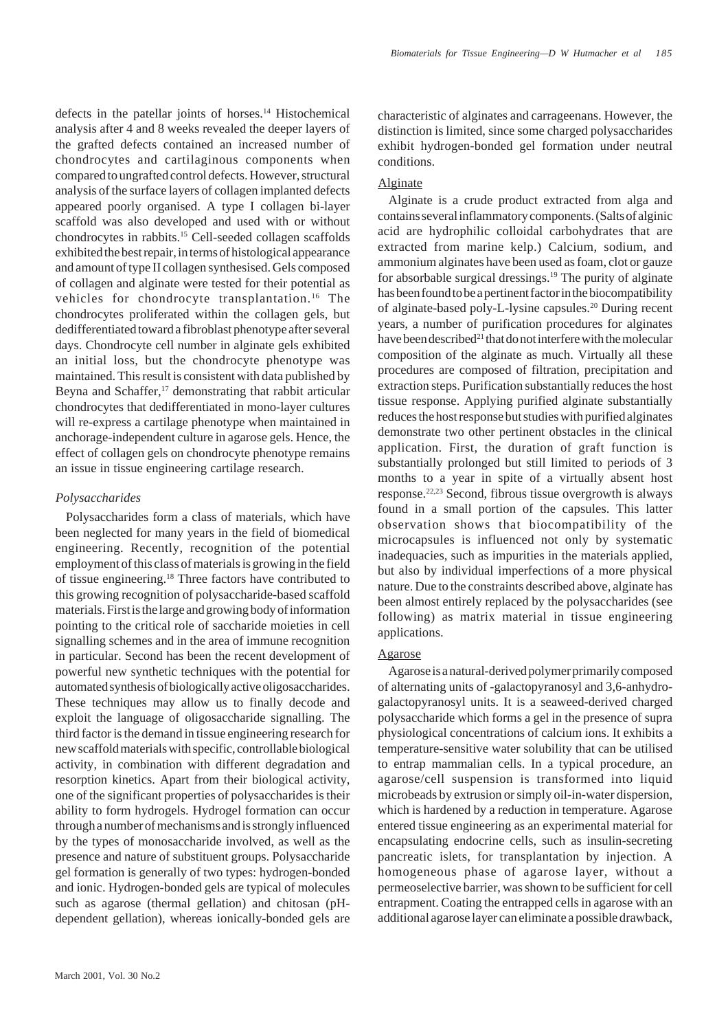defects in the patellar joints of horses.[14] Histochemical analysis after 4 and 8 weeks revealed the deeper layers of the grafted defects contained an increased number of chondrocytes and cartilaginous components when compared to ungrafted control defects. However, structural analysis of the surface layers of collagen implanted defects appeared poorly organised. A type I collagen bi-layer scaffold was also developed and used with or without chondrocytes in rabbits.[15] Cell-seeded collagen scaffolds exhibited the best repair, in terms of histological appearance and amount of type II collagen synthesised. Gels composed of collagen and alginate were tested for their potential as vehicles for chondrocyte transplantation.[16] The chondrocytes proliferated within the collagen gels, but dedifferentiated toward a fibroblast phenotype after several days. Chondrocyte cell number in alginate gels exhibited an initial loss, but the chondrocyte phenotype was maintained. This result is consistent with data published by Beyna and Schaffer,[17] demonstrating that rabbit articular chondrocytes that dedifferentiated in mono-layer cultures will re-express a cartilage phenotype when maintained in anchorage-independent culture in agarose gels. Hence, the effect of collagen gels on chondrocyte phenotype remains an issue in tissue engineering cartilage research.

### *Polysaccharides*

Polysaccharides form a class of materials, which have been neglected for many years in the field of biomedical engineering. Recently, recognition of the potential employment of this class of materials is growing in the field of tissue engineering.[18] Three factors have contributed to this growing recognition of polysaccharide-based scaffold materials. First is the large and growing body of information pointing to the critical role of saccharide moieties in cell signalling schemes and in the area of immune recognition in particular. Second has been the recent development of powerful new synthetic techniques with the potential for automated synthesis of biologically active oligosaccharides. These techniques may allow us to finally decode and exploit the language of oligosaccharide signalling. The third factor is the demand in tissue engineering research for new scaffold materials with specific, controllable biological activity, in combination with different degradation and resorption kinetics. Apart from their biological activity, one of the significant properties of polysaccharides is their ability to form hydrogels. Hydrogel formation can occur through a number of mechanisms and is strongly influenced by the types of monosaccharide involved, as well as the presence and nature of substituent groups. Polysaccharide gel formation is generally of two types: hydrogen-bonded and ionic. Hydrogen-bonded gels are typical of molecules such as agarose (thermal gellation) and chitosan (pH-dependent gellation), whereas ionically-bonded gels are characteristic of alginates and carrageenans. However, the distinction is limited, since some charged polysaccharides exhibit hydrogen-bonded gel formation under neutral conditions.

#### Alginate

Alginate is a crude product extracted from alga and contains several inflammatory components. (Salts of alginic acid are hydrophilic colloidal carbohydrates that are extracted from marine kelp.) Calcium, sodium, and ammonium alginates have been used as foam, clot or gauze for absorbable surgical dressings.[19] The purity of alginate has been found to be a pertinent factor in the biocompatibility of alginate-based poly-L-lysine capsules.[20] During recent years, a number of purification procedures for alginates have been described[21] that do not interfere with the molecular composition of the alginate as much. Virtually all these procedures are composed of filtration, precipitation and extraction steps. Purification substantially reduces the host tissue response. Applying purified alginate substantially reduces the host response but studies with purified alginates demonstrate two other pertinent obstacles in the clinical application. First, the duration of graft function is substantially prolonged but still limited to periods of 3 months to a year in spite of a virtually absent host response.[22,23] Second, fibrous tissue overgrowth is always found in a small portion of the capsules. This latter observation shows that biocompatibility of the microcapsules is influenced not only by systematic inadequacies, such as impurities in the materials applied, but also by individual imperfections of a more physical nature. Due to the constraints described above, alginate has been almost entirely replaced by the polysaccharides (see following) as matrix material in tissue engineering applications.

#### Agarose

Agarose is a natural-derived polymer primarily composed of alternating units of -galactopyranosyl and 3,6-anhydro-galactopyranosyl units. It is a seaweed-derived charged polysaccharide which forms a gel in the presence of supra physiological concentrations of calcium ions. It exhibits a temperature-sensitive water solubility that can be utilised to entrap mammalian cells. In a typical procedure, an agarose/cell suspension is transformed into liquid microbeads by extrusion or simply oil-in-water dispersion, which is hardened by a reduction in temperature. Agarose entered tissue engineering as an experimental material for encapsulating endocrine cells, such as insulin-secreting pancreatic islets, for transplantation by injection. A homogeneous phase of agarose layer, without a permeoselective barrier, was shown to be sufficient for cell entrapment. Coating the entrapped cells in agarose with an additional agarose layer can eliminate a possible drawback,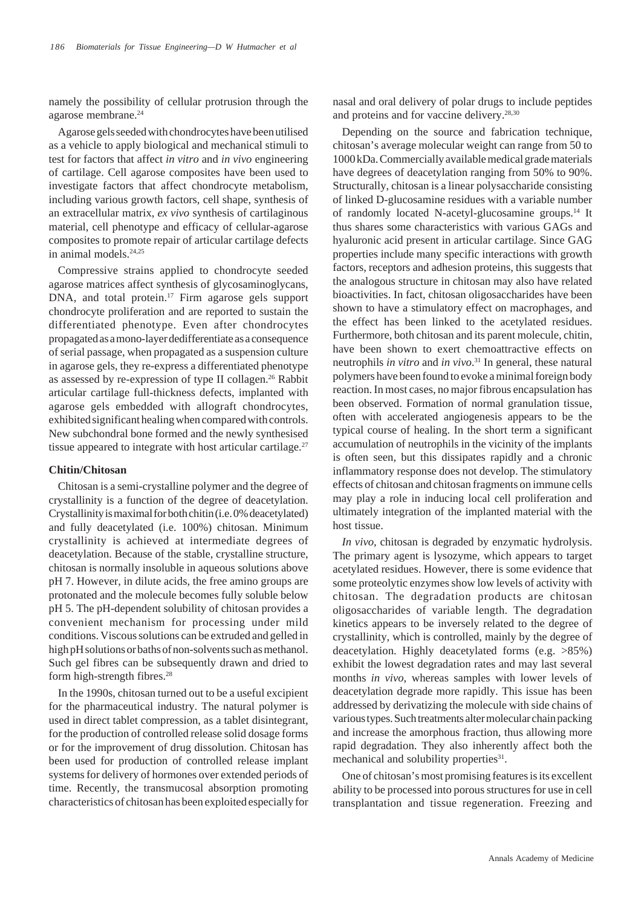namely the possibility of cellular protrusion through the agarose membrane.[24]

Agarose gels seeded with chondrocytes have been utilised as a vehicle to apply biological and mechanical stimuli to test for factors that affect *in vitro* and *in vivo* engineering of cartilage. Cell agarose composites have been used to investigate factors that affect chondrocyte metabolism, including various growth factors, cell shape, synthesis of an extracellular matrix, *ex vivo* synthesis of cartilaginous material, cell phenotype and efficacy of cellular-agarose composites to promote repair of articular cartilage defects in animal models.[24,25]

Compressive strains applied to chondrocyte seeded agarose matrices affect synthesis of glycosaminoglycans, DNA, and total protein.[17] Firm agarose gels support chondrocyte proliferation and are reported to sustain the differentiated phenotype. Even after chondrocytes propagated as a mono-layer dedifferentiate as a consequence of serial passage, when propagated as a suspension culture in agarose gels, they re-express a differentiated phenotype as assessed by re-expression of type II collagen.[26] Rabbit articular cartilage full-thickness defects, implanted with agarose gels embedded with allograft chondrocytes, exhibited significant healing when compared with controls. New subchondral bone formed and the newly synthesised tissue appeared to integrate with host articular cartilage.[27]

### Chitin/Chitosan

Chitosan is a semi-crystalline polymer and the degree of crystallinity is a function of the degree of deacetylation. Crystallinity is maximal for both chitin (i.e. 0% deacetylated) and fully deacetylated (i.e. 100%) chitosan. Minimum crystallinity is achieved at intermediate degrees of deacetylation. Because of the stable, crystalline structure, chitosan is normally insoluble in aqueous solutions above pH 7. However, in dilute acids, the free amino groups are protonated and the molecule becomes fully soluble below pH 5. The pH-dependent solubility of chitosan provides a convenient mechanism for processing under mild conditions. Viscous solutions can be extruded and gelled in high pH solutions or baths of non-solvents such as methanol. Such gel fibres can be subsequently drawn and dried to form high-strength fibres.[28]

In the 1990s, chitosan turned out to be a useful excipient for the pharmaceutical industry. The natural polymer is used in direct tablet compression, as a tablet disintegrant, for the production of controlled release solid dosage forms or for the improvement of drug dissolution. Chitosan has been used for production of controlled release implant systems for delivery of hormones over extended periods of time. Recently, the transmucosal absorption promoting characteristics of chitosan has been exploited especially for nasal and oral delivery of polar drugs to include peptides and proteins and for vaccine delivery.[28,30]

Depending on the source and fabrication technique, chitosan's average molecular weight can range from 50 to 1000 kDa. Commercially available medical grade materials have degrees of deacetylation ranging from 50% to 90%. Structurally, chitosan is a linear polysaccharide consisting of linked D-glucosamine residues with a variable number of randomly located N-acetyl-glucosamine groups.[14] It thus shares some characteristics with various GAGs and hyaluronic acid present in articular cartilage. Since GAG properties include many specific interactions with growth factors, receptors and adhesion proteins, this suggests that the analogous structure in chitosan may also have related bioactivities. In fact, chitosan oligosaccharides have been shown to have a stimulatory effect on macrophages, and the effect has been linked to the acetylated residues. Furthermore, both chitosan and its parent molecule, chitin, have been shown to exert chemoattractive effects on neutrophils *in vitro* and *in vivo*.[31] In general, these natural polymers have been found to evoke a minimal foreign body reaction. In most cases, no major fibrous encapsulation has been observed. Formation of normal granulation tissue, often with accelerated angiogenesis appears to be the typical course of healing. In the short term a significant accumulation of neutrophils in the vicinity of the implants is often seen, but this dissipates rapidly and a chronic inflammatory response does not develop. The stimulatory effects of chitosan and chitosan fragments on immune cells may play a role in inducing local cell proliferation and ultimately integration of the implanted material with the host tissue.

*In vivo*, chitosan is degraded by enzymatic hydrolysis. The primary agent is lysozyme, which appears to target acetylated residues. However, there is some evidence that some proteolytic enzymes show low levels of activity with chitosan. The degradation products are chitosan oligosaccharides of variable length. The degradation kinetics appears to be inversely related to the degree of crystallinity, which is controlled, mainly by the degree of deacetylation. Highly deacetylated forms (e.g. >85%) exhibit the lowest degradation rates and may last several months *in vivo*, whereas samples with lower levels of deacetylation degrade more rapidly. This issue has been addressed by derivatizing the molecule with side chains of various types. Such treatments alter molecular chain packing and increase the amorphous fraction, thus allowing more rapid degradation. They also inherently affect both the mechanical and solubility properties[31].

One of chitosan's most promising features is its excellent ability to be processed into porous structures for use in cell transplantation and tissue regeneration. Freezing and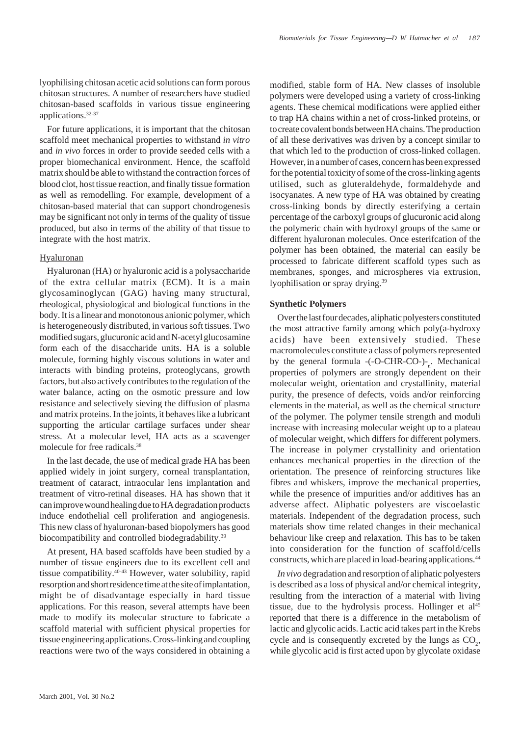lyophilising chitosan acetic acid solutions can form porous chitosan structures. A number of researchers have studied chitosan-based scaffolds in various tissue engineering applications.[32-37]

For future applications, it is important that the chitosan scaffold meet mechanical properties to withstand *in vitro* and *in vivo* forces in order to provide seeded cells with a proper biomechanical environment. Hence, the scaffold matrix should be able to withstand the contraction forces of blood clot, host tissue reaction, and finally tissue formation as well as remodelling. For example, development of a chitosan-based material that can support chondrogenesis may be significant not only in terms of the quality of tissue produced, but also in terms of the ability of that tissue to integrate with the host matrix.

Hyaluronan

Hyaluronan (HA) or hyaluronic acid is a polysaccharide of the extra cellular matrix (ECM). It is a main glycosaminoglycan (GAG) having many structural, rheological, physiological and biological functions in the body. It is a linear and monotonous anionic polymer, which is heterogeneously distributed, in various soft tissues. Two modified sugars, glucuronic acid and N-acetyl glucosamine form each of the disaccharide units. HA is a soluble molecule, forming highly viscous solutions in water and interacts with binding proteins, proteoglycans, growth factors, but also actively contributes to the regulation of the water balance, acting on the osmotic pressure and low resistance and selectively sieving the diffusion of plasma and matrix proteins. In the joints, it behaves like a lubricant supporting the articular cartilage surfaces under shear stress. At a molecular level, HA acts as a scavenger molecule for free radicals.[38]

In the last decade, the use of medical grade HA has been applied widely in joint surgery, corneal transplantation, treatment of cataract, intraocular lens implantation and treatment of vitro-retinal diseases. HA has shown that it can improve wound healing due to HA degradation products induce endothelial cell proliferation and angiogenesis. This new class of hyaluronan-based biopolymers has good biocompatibility and controlled biodegradability.[39]

At present, HA based scaffolds have been studied by a number of tissue engineers due to its excellent cell and tissue compatibility.[40-43] However, water solubility, rapid resorption and short residence time at the site of implantation, might be of disadvantage especially in hard tissue applications. For this reason, several attempts have been made to modify its molecular structure to fabricate a scaffold material with sufficient physical properties for tissue engineering applications. Cross-linking and coupling reactions were two of the ways considered in obtaining a modified, stable form of HA. New classes of insoluble polymers were developed using a variety of cross-linking agents. These chemical modifications were applied either to trap HA chains within a net of cross-linked proteins, or to create covalent bonds between HA chains. The production of all these derivatives was driven by a concept similar to that which led to the production of cross-linked collagen. However, in a number of cases, concern has been expressed for the potential toxicity of some of the cross-linking agents utilised, such as gluteraldehyde, formaldehyde and isocyanates. A new type of HA was obtained by creating cross-linking bonds by directly esterifying a certain percentage of the carboxyl groups of glucuronic acid along the polymeric chain with hydroxyl groups of the same or different hyaluronan molecules. Once esterifcation of the polymer has been obtained, the material can easily be processed to fabricate different scaffold types such as membranes, sponges, and microspheres via extrusion, lyophilisation or spray drying.[39]

### Synthetic Polymers

Over the last four decades, aliphatic polyesters constituted the most attractive family among which poly(a-hydroxy acids) have been extensively studied. These macromolecules constitute a class of polymers represented by the general formula $\text{-(-O-CHR-CO-)-}_n$. Mechanical properties of polymers are strongly dependent on their molecular weight, orientation and crystallinity, material purity, the presence of defects, voids and/or reinforcing elements in the material, as well as the chemical structure of the polymer. The polymer tensile strength and moduli increase with increasing molecular weight up to a plateau of molecular weight, which differs for different polymers. The increase in polymer crystallinity and orientation enhances mechanical properties in the direction of the orientation. The presence of reinforcing structures like fibres and whiskers, improve the mechanical properties, while the presence of impurities and/or additives has an adverse affect. Aliphatic polyesters are viscoelastic materials. Independent of the degradation process, such materials show time related changes in their mechanical behaviour like creep and relaxation. This has to be taken into consideration for the function of scaffold/cells constructs, which are placed in load-bearing applications.[44]

*In vivo* degradation and resorption of aliphatic polyesters is described as a loss of physical and/or chemical integrity, resulting from the interaction of a material with living tissue, due to the hydrolysis process. Hollinger et al[45] reported that there is a difference in the metabolism of lactic and glycolic acids. Lactic acid takes part in the Krebs cycle and is consequently excreted by the lungs as $CO_2$, while glycolic acid is first acted upon by glycolate oxidase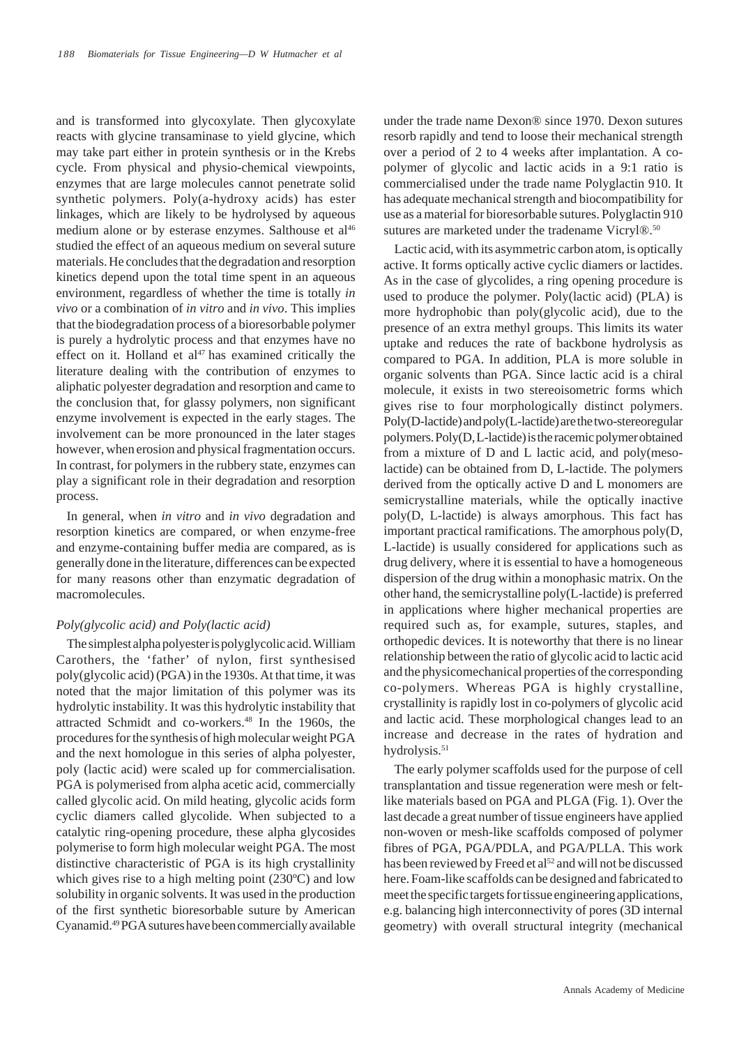and is transformed into glycoxylate. Then glycoxylate reacts with glycine transaminase to yield glycine, which may take part either in protein synthesis or in the Krebs cycle. From physical and physio-chemical viewpoints, enzymes that are large molecules cannot penetrate solid synthetic polymers. Poly(a-hydroxy acids) has ester linkages, which are likely to be hydrolysed by aqueous medium alone or by esterase enzymes. Salthouse et al[46] studied the effect of an aqueous medium on several suture materials. He concludes that the degradation and resorption kinetics depend upon the total time spent in an aqueous environment, regardless of whether the time is totally *in vivo* or a combination of *in vitro* and *in vivo*. This implies that the biodegradation process of a bioresorbable polymer is purely a hydrolytic process and that enzymes have no effect on it. Holland et al[47] has examined critically the literature dealing with the contribution of enzymes to aliphatic polyester degradation and resorption and came to the conclusion that, for glassy polymers, non significant enzyme involvement is expected in the early stages. The involvement can be more pronounced in the later stages however, when erosion and physical fragmentation occurs. In contrast, for polymers in the rubbery state, enzymes can play a significant role in their degradation and resorption process.

In general, when *in vitro* and *in vivo* degradation and resorption kinetics are compared, or when enzyme-free and enzyme-containing buffer media are compared, as is generally done in the literature, differences can be expected for many reasons other than enzymatic degradation of macromolecules.

*Poly(glycolic acid) and Poly(lactic acid)*

The simplest alpha polyester is polyglycolic acid. William Carothers, the 'father' of nylon, first synthesised poly(glycolic acid) (PGA) in the 1930s. At that time, it was noted that the major limitation of this polymer was its hydrolytic instability. It was this hydrolytic instability that attracted Schmidt and co-workers.[48] In the 1960s, the procedures for the synthesis of high molecular weight PGA and the next homologue in this series of alpha polyester, poly (lactic acid) were scaled up for commercialisation. PGA is polymerised from alpha acetic acid, commercially called glycolic acid. On mild heating, glycolic acids form cyclic diamers called glycolide. When subjected to a catalytic ring-opening procedure, these alpha glycosides polymerise to form high molecular weight PGA. The most distinctive characteristic of PGA is its high crystallinity which gives rise to a high melting point (230ºC) and low solubility in organic solvents. It was used in the production of the first synthetic bioresorbable suture by American Cyanamid.[49] PGA sutures have been commercially available under the trade name Dexon® since 1970. Dexon sutures resorb rapidly and tend to loose their mechanical strength over a period of 2 to 4 weeks after implantation. A co-polymer of glycolic and lactic acids in a 9:1 ratio is commercialised under the trade name Polyglactin 910. It has adequate mechanical strength and biocompatibility for use as a material for bioresorbable sutures. Polyglactin 910 sutures are marketed under the tradename Vicryl®.[50]

Lactic acid, with its asymmetric carbon atom, is optically active. It forms optically active cyclic diamers or lactides. As in the case of glycolides, a ring opening procedure is used to produce the polymer. Poly(lactic acid) (PLA) is more hydrophobic than poly(glycolic acid), due to the presence of an extra methyl groups. This limits its water uptake and reduces the rate of backbone hydrolysis as compared to PGA. In addition, PLA is more soluble in organic solvents than PGA. Since lactic acid is a chiral molecule, it exists in two stereoisometric forms which gives rise to four morphologically distinct polymers. Poly(D-lactide) and poly(L-lactide) are the two-stereoregular polymers. Poly(D, L-lactide) is the racemic polymer obtained from a mixture of D and L lactic acid, and poly(meso-lactide) can be obtained from D, L-lactide. The polymers derived from the optically active D and L monomers are semicrystalline materials, while the optically inactive poly(D, L-lactide) is always amorphous. This fact has important practical ramifications. The amorphous poly(D, L-lactide) is usually considered for applications such as drug delivery, where it is essential to have a homogeneous dispersion of the drug within a monophasic matrix. On the other hand, the semicrystalline poly(L-lactide) is preferred in applications where higher mechanical properties are required such as, for example, sutures, staples, and orthopedic devices. It is noteworthy that there is no linear relationship between the ratio of glycolic acid to lactic acid and the physicomechanical properties of the corresponding co-polymers. Whereas PGA is highly crystalline, crystallinity is rapidly lost in co-polymers of glycolic acid and lactic acid. These morphological changes lead to an increase and decrease in the rates of hydration and hydrolysis.[51]

The early polymer scaffolds used for the purpose of cell transplantation and tissue regeneration were mesh or felt-like materials based on PGA and PLGA (Fig. 1). Over the last decade a great number of tissue engineers have applied non-woven or mesh-like scaffolds composed of polymer fibres of PGA, PGA/PDLA, and PGA/PLLA. This work has been reviewed by Freed et al[52] and will not be discussed here. Foam-like scaffolds can be designed and fabricated to meet the specific targets for tissue engineering applications, e.g. balancing high interconnectivity of pores (3D internal geometry) with overall structural integrity (mechanical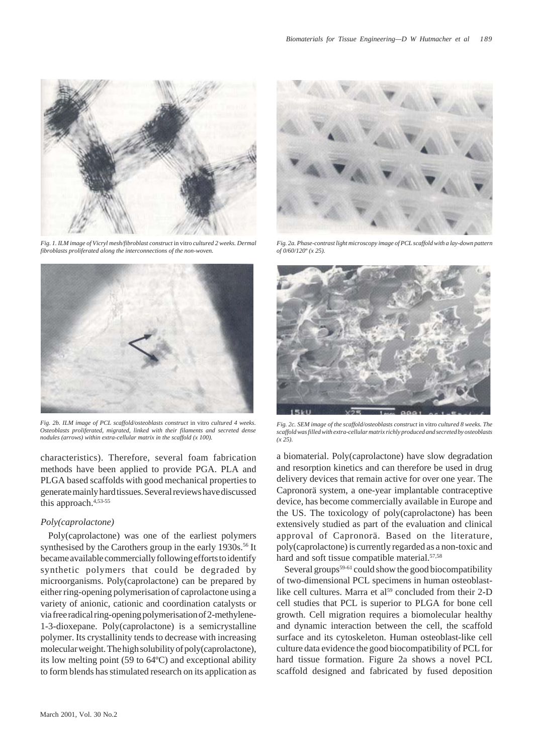*Fig. 1. ILM image of Vicryl mesh/fibroblast construct* in vitro *cultured 2 weeks. Dermal fibroblasts proliferated along the interconnections of the non-woven.*

*Fig. 2a. Phase-contrast light microscopy image of PCL scaffold with a lay-down pattern of 0/60/120º (x 25).*

*Fig. 2b. ILM image of PCL scaffold/osteoblasts construct* in vitro *cultured 4 weeks. Osteoblasts proliferated, migrated, linked with their filaments and secreted dense nodules (arrows) within extra-cellular matrix in the scaffold (x 100).*

*Fig. 2c. SEM image of the scaffold/osteoblasts construct* in vitro *cultured 8 weeks. The scaffold was filled with extra-cellular matrix richly produced and secreted by osteoblasts (x 25).*

characteristics). Therefore, several foam fabrication methods have been applied to provide PGA. PLA and PLGA based scaffolds with good mechanical properties to generate mainly hard tissues. Several reviews have discussed this approach.[4,53-55]

### *Poly(caprolactone)*

Poly(caprolactone) was one of the earliest polymers synthesised by the Carothers group in the early 1930s.[56] It became available commercially following efforts to identify synthetic polymers that could be degraded by microorganisms. Poly(caprolactone) can be prepared by either ring-opening polymerisation of caprolactone using a variety of anionic, cationic and coordination catalysts or via free radical ring-opening polymerisation of 2-methylene-1-3-dioxepane. Poly(caprolactone) is a semicrystalline polymer. Its crystallinity tends to decrease with increasing molecular weight. The high solubility of poly(caprolactone), its low melting point (59 to 64ºC) and exceptional ability to form blends has stimulated research on its application as a biomaterial. Poly(caprolactone) have slow degradation and resorption kinetics and can therefore be used in drug delivery devices that remain active for over one year. The Capronorä system, a one-year implantable contraceptive device, has become commercially available in Europe and the US. The toxicology of poly(caprolactone) has been extensively studied as part of the evaluation and clinical approval of Capronorä. Based on the literature, poly(caprolactone) is currently regarded as a non-toxic and hard and soft tissue compatible material.[57,58]

Several groups[59-61] could show the good biocompatibility of two-dimensional PCL specimens in human osteoblast-like cell cultures. Marra et al[59] concluded from their 2-D cell studies that PCL is superior to PLGA for bone cell growth. Cell migration requires a biomolecular healthy and dynamic interaction between the cell, the scaffold surface and its cytoskeleton. Human osteoblast-like cell culture data evidence the good biocompatibility of PCL for hard tissue formation. Figure 2a shows a novel PCL scaffold designed and fabricated by fused deposition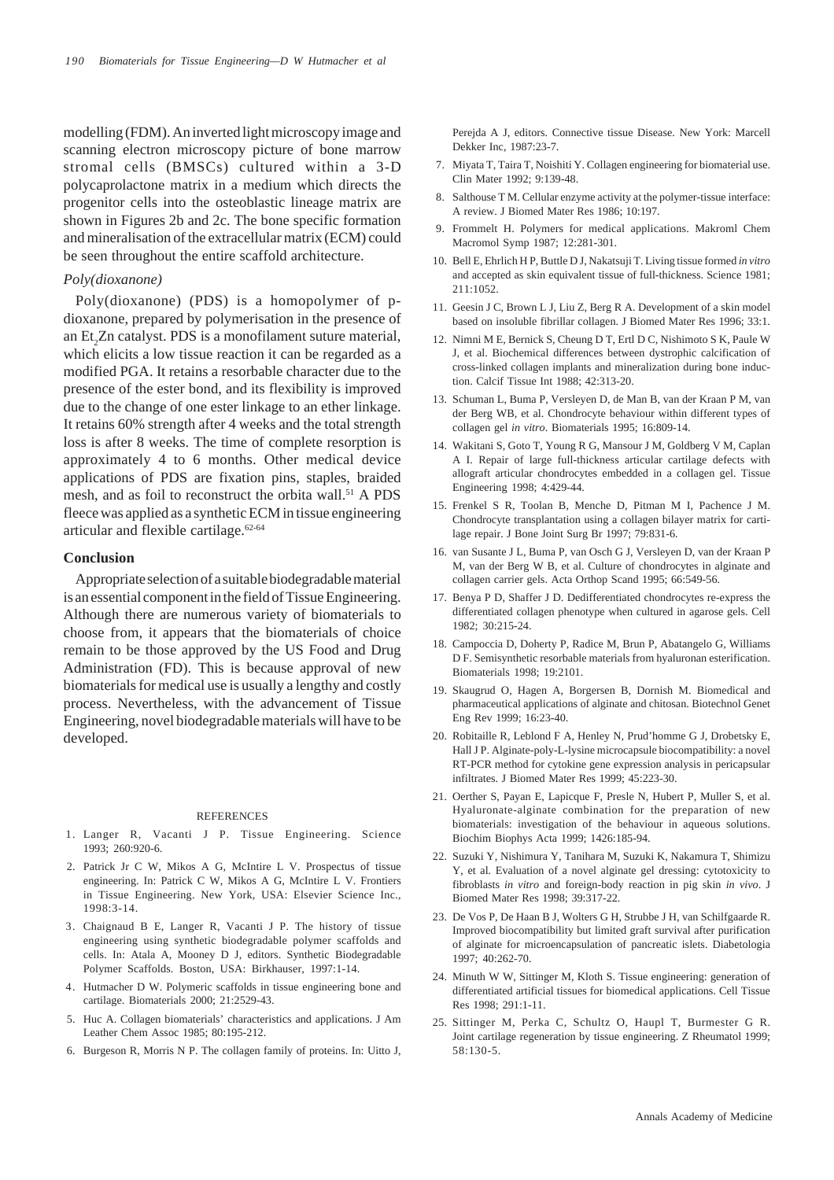modelling (FDM). An inverted light microscopy image and scanning electron microscopy picture of bone marrow stromal cells (BMSCs) cultured within a 3-D polycaprolactone matrix in a medium which directs the progenitor cells into the osteoblastic lineage matrix are shown in Figures 2b and 2c. The bone specific formation and mineralisation of the extracellular matrix (ECM) could be seen throughout the entire scaffold architecture.

### *Poly(dioxanone)*

Poly(dioxanone) (PDS) is a homopolymer of p-dioxanone, prepared by polymerisation in the presence of an $Et_2Zn$ catalyst. PDS is a monofilament suture material, which elicits a low tissue reaction it can be regarded as a modified PGA. It retains a resorbable character due to the presence of the ester bond, and its flexibility is improved due to the change of one ester linkage to an ether linkage. It retains 60% strength after 4 weeks and the total strength loss is after 8 weeks. The time of complete resorption is approximately 4 to 6 months. Other medical device applications of PDS are fixation pins, staples, braided mesh, and as foil to reconstruct the orbita wall.[51] A PDS fleece was applied as a synthetic ECM in tissue engineering articular and flexible cartilage.[62-64]

## Conclusion

Appropriate selection of a suitable biodegradable material is an essential component in the field of Tissue Engineering. Although there are numerous variety of biomaterials to choose from, it appears that the biomaterials of choice remain to be those approved by the US Food and Drug Administration (FD). This is because approval of new biomaterials for medical use is usually a lengthy and costly process. Nevertheless, with the advancement of Tissue Engineering, novel biodegradable materials will have to be developed.

## REFERENCES

1. Langer R, Vacanti J P. Tissue Engineering. Science 1993; 260:920-6.
2. Patrick Jr C W, Mikos A G, McIntire L V. Prospectus of tissue engineering. In: Patrick C W, Mikos A G, McIntire L V. Frontiers in Tissue Engineering. New York, USA: Elsevier Science Inc., 1998:3-14.
3. Chaignaud B E, Langer R, Vacanti J P. The history of tissue engineering using synthetic biodegradable polymer scaffolds and cells. In: Atala A, Mooney D J, editors. Synthetic Biodegradable Polymer Scaffolds. Boston, USA: Birkhauser, 1997:1-14.
4. Hutmacher D W. Polymeric scaffolds in tissue engineering bone and cartilage. Biomaterials 2000; 21:2529-43.
5. Huc A. Collagen biomaterials' characteristics and applications. J Am Leather Chem Assoc 1985; 80:195-212.
6. Burgeson R, Morris N P. The collagen family of proteins. In: Uitto J, Perejda A J, editors. Connective tissue Disease. New York: Marcell Dekker Inc, 1987:23-7.
7. Miyata T, Taira T, Noishiti Y. Collagen engineering for biomaterial use. Clin Mater 1992; 9:139-48.
8. Salthouse T M. Cellular enzyme activity at the polymer-tissue interface: A review. J Biomed Mater Res 1986; 10:197.
9. Frommelt H. Polymers for medical applications. Makroml Chem Macromol Symp 1987; 12:281-301.
10. Bell E, Ehrlich H P, Buttle D J, Nakatsuji T. Living tissue formed *in vitro* and accepted as skin equivalent tissue of full-thickness. Science 1981; 211:1052.
11. Geesin J C, Brown L J, Liu Z, Berg R A. Development of a skin model based on insoluble fibrillar collagen. J Biomed Mater Res 1996; 33:1.
12. Nimni M E, Bernick S, Cheung D T, Ertl D C, Nishimoto S K, Paule W J, et al. Biochemical differences between dystrophic calcification of cross-linked collagen implants and mineralization during bone induction. Calcif Tissue Int 1988; 42:313-20.
13. Schuman L, Buma P, Versleyen D, de Man B, van der Kraan P M, van der Berg WB, et al. Chondrocyte behaviour within different types of collagen gel *in vitro*. Biomaterials 1995; 16:809-14.
14. Wakitani S, Goto T, Young R G, Mansour J M, Goldberg V M, Caplan A I. Repair of large full-thickness articular cartilage defects with allograft articular chondrocytes embedded in a collagen gel. Tissue Engineering 1998; 4:429-44.
15. Frenkel S R, Toolan B, Menche D, Pitman M I, Pachence J M. Chondrocyte transplantation using a collagen bilayer matrix for cartilage repair. J Bone Joint Surg Br 1997; 79:831-6.
16. van Susante J L, Buma P, van Osch G J, Versleyen D, van der Kraan P M, van der Berg W B, et al. Culture of chondrocytes in alginate and collagen carrier gels. Acta Orthop Scand 1995; 66:549-56.
17. Benya P D, Shaffer J D. Dedifferentiated chondrocytes re-express the differentiated collagen phenotype when cultured in agarose gels. Cell 1982; 30:215-24.
18. Campoccia D, Doherty P, Radice M, Brun P, Abatangelo G, Williams D F. Semisynthetic resorbable materials from hyaluronan esterification. Biomaterials 1998; 19:2101.
19. Skaugrud O, Hagen A, Borgersen B, Dornish M. Biomedical and pharmaceutical applications of alginate and chitosan. Biotechnol Genet Eng Rev 1999; 16:23-40.
20. Robitaille R, Leblond F A, Henley N, Prud'homme G J, Drobetsky E, Hall J P. Alginate-poly-L-lysine microcapsule biocompatibility: a novel RT-PCR method for cytokine gene expression analysis in pericapsular infiltrates. J Biomed Mater Res 1999; 45:223-30.
21. Oerther S, Payan E, Lapicque F, Presle N, Hubert P, Muller S, et al. Hyaluronate-alginate combination for the preparation of new biomaterials: investigation of the behaviour in aqueous solutions. Biochim Biophys Acta 1999; 1426:185-94.
22. Suzuki Y, Nishimura Y, Tanihara M, Suzuki K, Nakamura T, Shimizu Y, et al. Evaluation of a novel alginate gel dressing: cytotoxicity to fibroblasts *in vitro* and foreign-body reaction in pig skin *in vivo*. J Biomed Mater Res 1998; 39:317-22.
23. De Vos P, De Haan B J, Wolters G H, Strubbe J H, van Schilfgaarde R. Improved biocompatibility but limited graft survival after purification of alginate for microencapsulation of pancreatic islets. Diabetologia 1997; 40:262-70.
24. Minuth W W, Sittinger M, Kloth S. Tissue engineering: generation of differentiated artificial tissues for biomedical applications. Cell Tissue Res 1998; 291:1-11.
25. Sittinger M, Perka C, Schultz O, Haupl T, Burmester G R. Joint cartilage regeneration by tissue engineering. Z Rheumatol 1999; 58:130-5.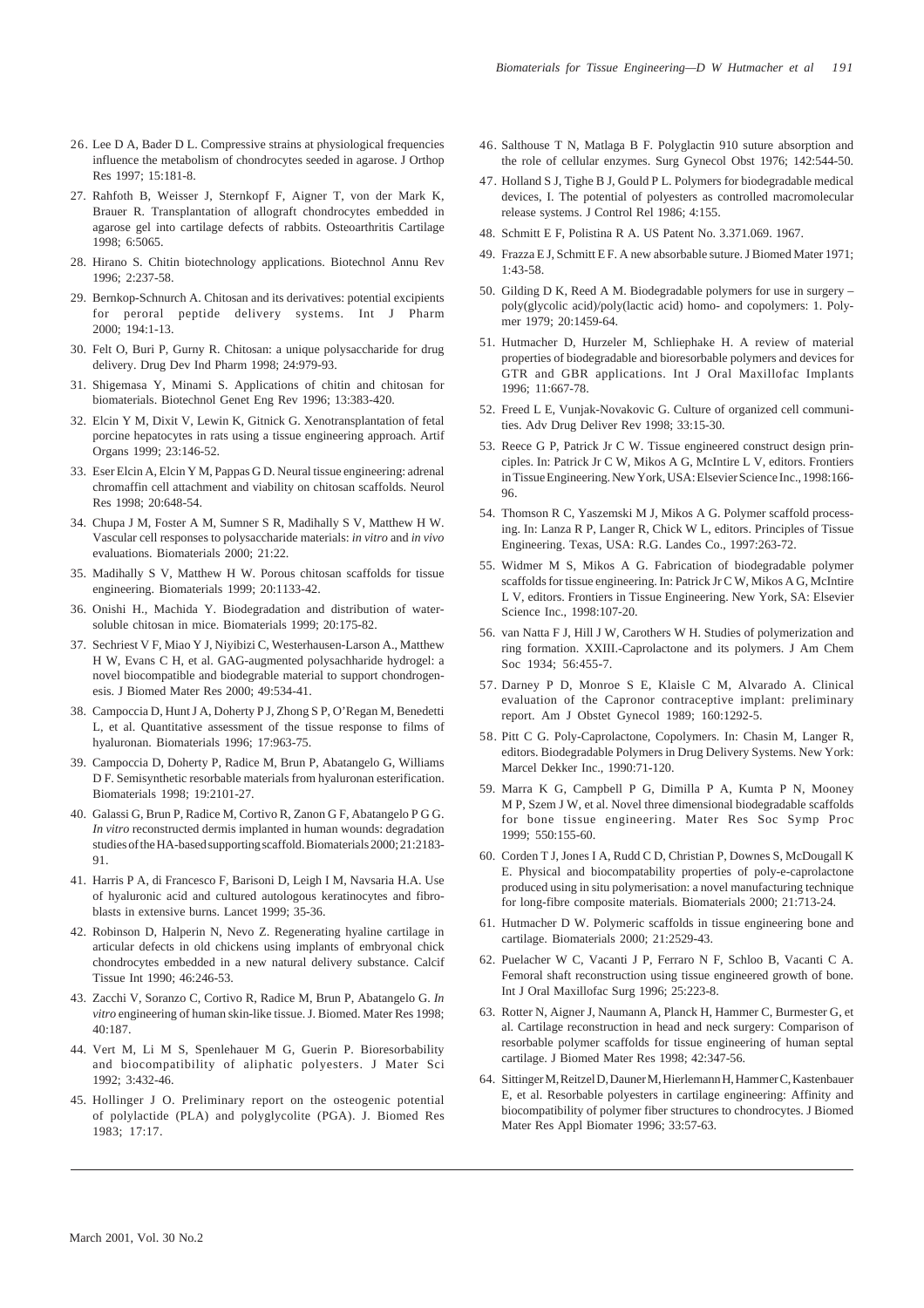26. Lee D A, Bader D L. Compressive strains at physiological frequencies influence the metabolism of chondrocytes seeded in agarose. J Orthop Res 1997; 15:181-8.
27. Rahfoth B, Weisser J, Sternkopf F, Aigner T, von der Mark K, Brauer R. Transplantation of allograft chondrocytes embedded in agarose gel into cartilage defects of rabbits. Osteoarthritis Cartilage 1998; 6:5065.
28. Hirano S. Chitin biotechnology applications. Biotechnol Annu Rev 1996; 2:237-58.
29. Bernkop-Schnurch A. Chitosan and its derivatives: potential excipients for peroral peptide delivery systems. Int J Pharm 2000; 194:1-13.
30. Felt O, Buri P, Gurny R. Chitosan: a unique polysaccharide for drug delivery. Drug Dev Ind Pharm 1998; 24:979-93.
31. Shigemasa Y, Minami S. Applications of chitin and chitosan for biomaterials. Biotechnol Genet Eng Rev 1996; 13:383-420.
32. Elcin Y M, Dixit V, Lewin K, Gitnick G. Xenotransplantation of fetal porcine hepatocytes in rats using a tissue engineering approach. Artif Organs 1999; 23:146-52.
33. Eser Elcin A, Elcin Y M, Pappas G D. Neural tissue engineering: adrenal chromaffin cell attachment and viability on chitosan scaffolds. Neurol Res 1998; 20:648-54.
34. Chupa J M, Foster A M, Sumner S R, Madihally S V, Matthew H W. Vascular cell responses to polysaccharide materials: *in vitro* and *in vivo* evaluations. Biomaterials 2000; 21:22.
35. Madihally S V, Matthew H W. Porous chitosan scaffolds for tissue engineering. Biomaterials 1999; 20:1133-42.
36. Onishi H., Machida Y. Biodegradation and distribution of water-soluble chitosan in mice. Biomaterials 1999; 20:175-82.
37. Sechriest V F, Miao Y J, Niyibizi C, Westerhausen-Larson A., Matthew H W, Evans C H, et al. GAG-augmented polysachharide hydrogel: a novel biocompatible and biodegrable material to support chondrogenesis. J Biomed Mater Res 2000; 49:534-41.
38. Campoccia D, Hunt J A, Doherty P J, Zhong S P, O'Regan M, Benedetti L, et al. Quantitative assessment of the tissue response to films of hyaluronan. Biomaterials 1996; 17:963-75.
39. Campoccia D, Doherty P, Radice M, Brun P, Abatangelo G, Williams D F. Semisynthetic resorbable materials from hyaluronan esterification. Biomaterials 1998; 19:2101-27.
40. Galassi G, Brun P, Radice M, Cortivo R, Zanon G F, Abatangelo P G G. *In vitro* reconstructed dermis implanted in human wounds: degradation studies of the HA-based supporting scaffold. Biomaterials 2000; 21:2183-91.
41. Harris P A, di Francesco F, Barisoni D, Leigh I M, Navsaria H.A. Use of hyaluronic acid and cultured autologous keratinocytes and fibroblasts in extensive burns. Lancet 1999; 35-36.
42. Robinson D, Halperin N, Nevo Z. Regenerating hyaline cartilage in articular defects in old chickens using implants of embryonal chick chondrocytes embedded in a new natural delivery substance. Calcif Tissue Int 1990; 46:246-53.
43. Zacchi V, Soranzo C, Cortivo R, Radice M, Brun P, Abatangelo G. *In vitro* engineering of human skin-like tissue. J. Biomed. Mater Res 1998; 40:187.
44. Vert M, Li M S, Spenlehauer M G, Guerin P. Bioresorbability and biocompatibility of aliphatic polyesters. J Mater Sci 1992; 3:432-46.
45. Hollinger J O. Preliminary report on the osteogenic potential of polylactide (PLA) and polyglycolite (PGA). J. Biomed Res 1983; 17:17.
46. Salthouse T N, Matlaga B F. Polyglactin 910 suture absorption and the role of cellular enzymes. Surg Gynecol Obst 1976; 142:544-50.
47. Holland S J, Tighe B J, Gould P L. Polymers for biodegradable medical devices, I. The potential of polyesters as controlled macromolecular release systems. J Control Rel 1986; 4:155.
48. Schmitt E F, Polistina R A. US Patent No. 3.371.069. 1967.
49. Frazza E J, Schmitt E F. A new absorbable suture. J Biomed Mater 1971; 1:43-58.
50. Gilding D K, Reed A M. Biodegradable polymers for use in surgery – poly(glycolic acid)/poly(lactic acid) homo- and copolymers: 1. Polymer 1979; 20:1459-64.
51. Hutmacher D, Hurzeler M, Schliephake H. A review of material properties of biodegradable and bioresorbable polymers and devices for GTR and GBR applications. Int J Oral Maxillofac Implants 1996; 11:667-78.
52. Freed L E, Vunjak-Novakovic G. Culture of organized cell communities. Adv Drug Deliver Rev 1998; 33:15-30.
53. Reece G P, Patrick Jr C W. Tissue engineered construct design principles. In: Patrick Jr C W, Mikos A G, McIntire L V, editors. Frontiers in Tissue Engineering. New York, USA: Elsevier Science Inc., 1998:166-96.
54. Thomson R C, Yaszemski M J, Mikos A G. Polymer scaffold processing. In: Lanza R P, Langer R, Chick W L, editors. Principles of Tissue Engineering. Texas, USA: R.G. Landes Co., 1997:263-72.
55. Widmer M S, Mikos A G. Fabrication of biodegradable polymer scaffolds for tissue engineering. In: Patrick Jr C W, Mikos A G, McIntire L V, editors. Frontiers in Tissue Engineering. New York, SA: Elsevier Science Inc., 1998:107-20.
56. van Natta F J, Hill J W, Carothers W H. Studies of polymerization and ring formation. XXIII.-Caprolactone and its polymers. J Am Chem Soc 1934; 56:455-7.
57. Darney P D, Monroe S E, Klaisle C M, Alvarado A. Clinical evaluation of the Capronor contraceptive implant: preliminary report. Am J Obstet Gynecol 1989; 160:1292-5.
58. Pitt C G. Poly-Caprolactone, Copolymers. In: Chasin M, Langer R, editors. Biodegradable Polymers in Drug Delivery Systems. New York: Marcel Dekker Inc., 1990:71-120.
59. Marra K G, Campbell P G, Dimilla P A, Kumta P N, Mooney M P, Szem J W, et al. Novel three dimensional biodegradable scaffolds for bone tissue engineering. Mater Res Soc Symp Proc 1999; 550:155-60.
60. Corden T J, Jones I A, Rudd C D, Christian P, Downes S, McDougall K E. Physical and biocompatability properties of poly-e-caprolactone produced using in situ polymerisation: a novel manufacturing technique for long-fibre composite materials. Biomaterials 2000; 21:713-24.
61. Hutmacher D W. Polymeric scaffolds in tissue engineering bone and cartilage. Biomaterials 2000; 21:2529-43.
62. Puelacher W C, Vacanti J P, Ferraro N F, Schloo B, Vacanti C A. Femoral shaft reconstruction using tissue engineered growth of bone. Int J Oral Maxillofac Surg 1996; 25:223-8.
63. Rotter N, Aigner J, Naumann A, Planck H, Hammer C, Burmester G, et al. Cartilage reconstruction in head and neck surgery: Comparison of resorbable polymer scaffolds for tissue engineering of human septal cartilage. J Biomed Mater Res 1998; 42:347-56.
64. Sittinger M, Reitzel D, Dauner M, Hierlemann H, Hammer C, Kastenbauer E, et al. Resorbable polyesters in cartilage engineering: Affinity and biocompatibility of polymer fiber structures to chondrocytes. J Biomed Mater Res Appl Biomater 1996; 33:57-63.